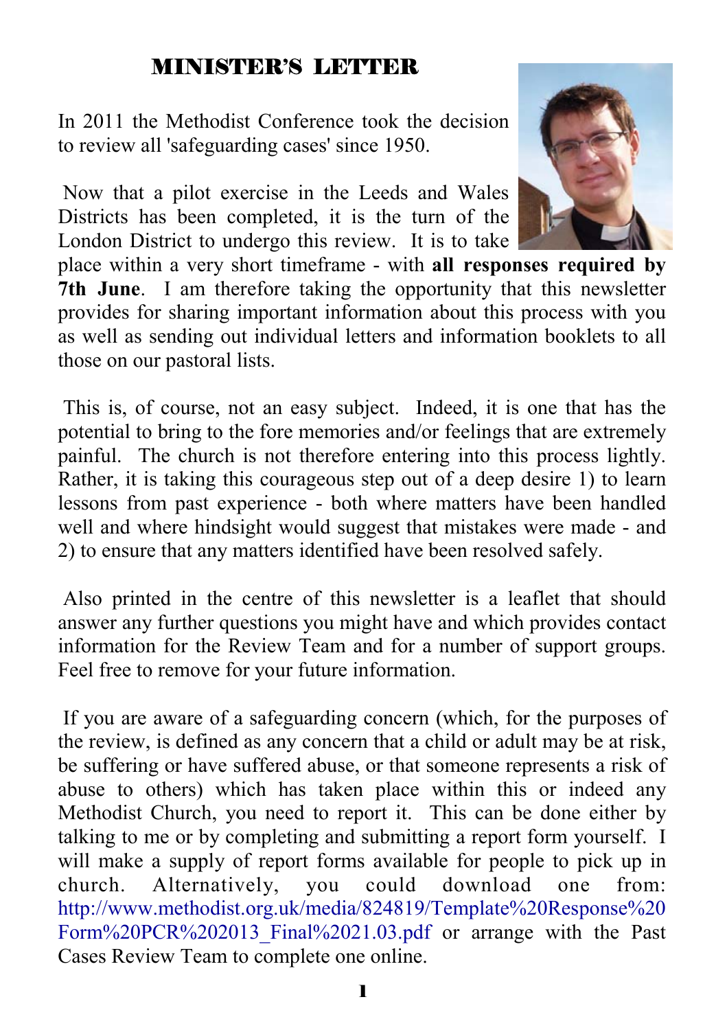## MINISTER'S LETTER

In 2011 the Methodist Conference took the decision to review all 'safeguarding cases' since 1950.

Now that a pilot exercise in the Leeds and Wales Districts has been completed, it is the turn of the London District to undergo this review. It is to take place within a very short timeframe - with **all responses required by 7th June**. I am therefore taking the opportunity that this newsletter provides for sharing important information about this process with you as well as sending out individual letters and information booklets to all those on our pastoral lists.

This is, of course, not an easy subject. Indeed, it is one that has the potential to bring to the fore memories and/or feelings that are extremely painful. The church is not therefore entering into this process lightly. Rather, it is taking this courageous step out of a deep desire 1) to learn lessons from past experience - both where matters have been handled well and where hindsight would suggest that mistakes were made - and 2) to ensure that any matters identified have been resolved safely.

Also printed in the centre of this newsletter is a leaflet that should answer any further questions you might have and which provides contact information for the Review Team and for a number of support groups. Feel free to remove for your future information.

If you are aware of a safeguarding concern (which, for the purposes of the review, is defined as any concern that a child or adult may be at risk, be suffering or have suffered abuse, or that someone represents a risk of abuse to others) which has taken place within this or indeed any Methodist Church, you need to report it. This can be done either by talking to me or by completing and submitting a report form yourself. I will make a supply of report forms available for people to pick up in church. Alternatively, you could download one from: http://www.methodist.org.uk/media/824819/Template%20Response%20Form%20PCR%202013_Final%2021.03.pdf or arrange with the Past Cases Review Team to complete one online.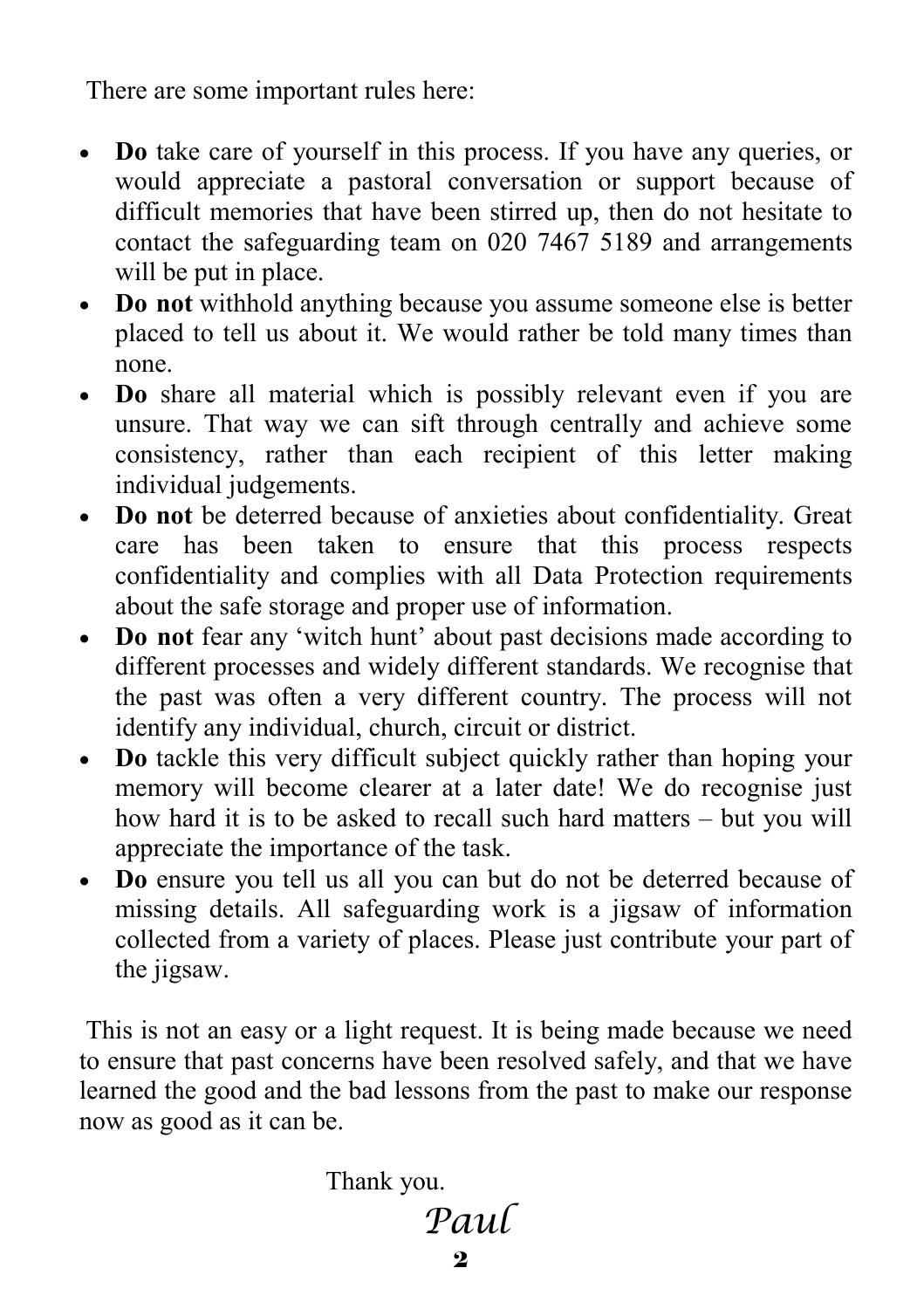There are some important rules here:

- **Do** take care of yourself in this process. If you have any queries, or would appreciate a pastoral conversation or support because of difficult memories that have been stirred up, then do not hesitate to contact the safeguarding team on 020 7467 5189 and arrangements will be put in place.
- **Do not** withhold anything because you assume someone else is better placed to tell us about it. We would rather be told many times than none.
- **Do** share all material which is possibly relevant even if you are unsure. That way we can sift through centrally and achieve some consistency, rather than each recipient of this letter making individual judgements.
- **Do not** be deterred because of anxieties about confidentiality. Great care has been taken to ensure that this process respects confidentiality and complies with all Data Protection requirements about the safe storage and proper use of information.
- **Do not** fear any 'witch hunt' about past decisions made according to different processes and widely different standards. We recognise that the past was often a very different country. The process will not identify any individual, church, circuit or district.
- **Do** tackle this very difficult subject quickly rather than hoping your memory will become clearer at a later date! We do recognise just how hard it is to be asked to recall such hard matters – but you will appreciate the importance of the task.
- **Do** ensure you tell us all you can but do not be deterred because of missing details. All safeguarding work is a jigsaw of information collected from a variety of places. Please just contribute your part of the jigsaw.

This is not an easy or a light request. It is being made because we need to ensure that past concerns have been resolved safely, and that we have learned the good and the bad lessons from the past to make our response now as good as it can be.

Thank you.

*Paul*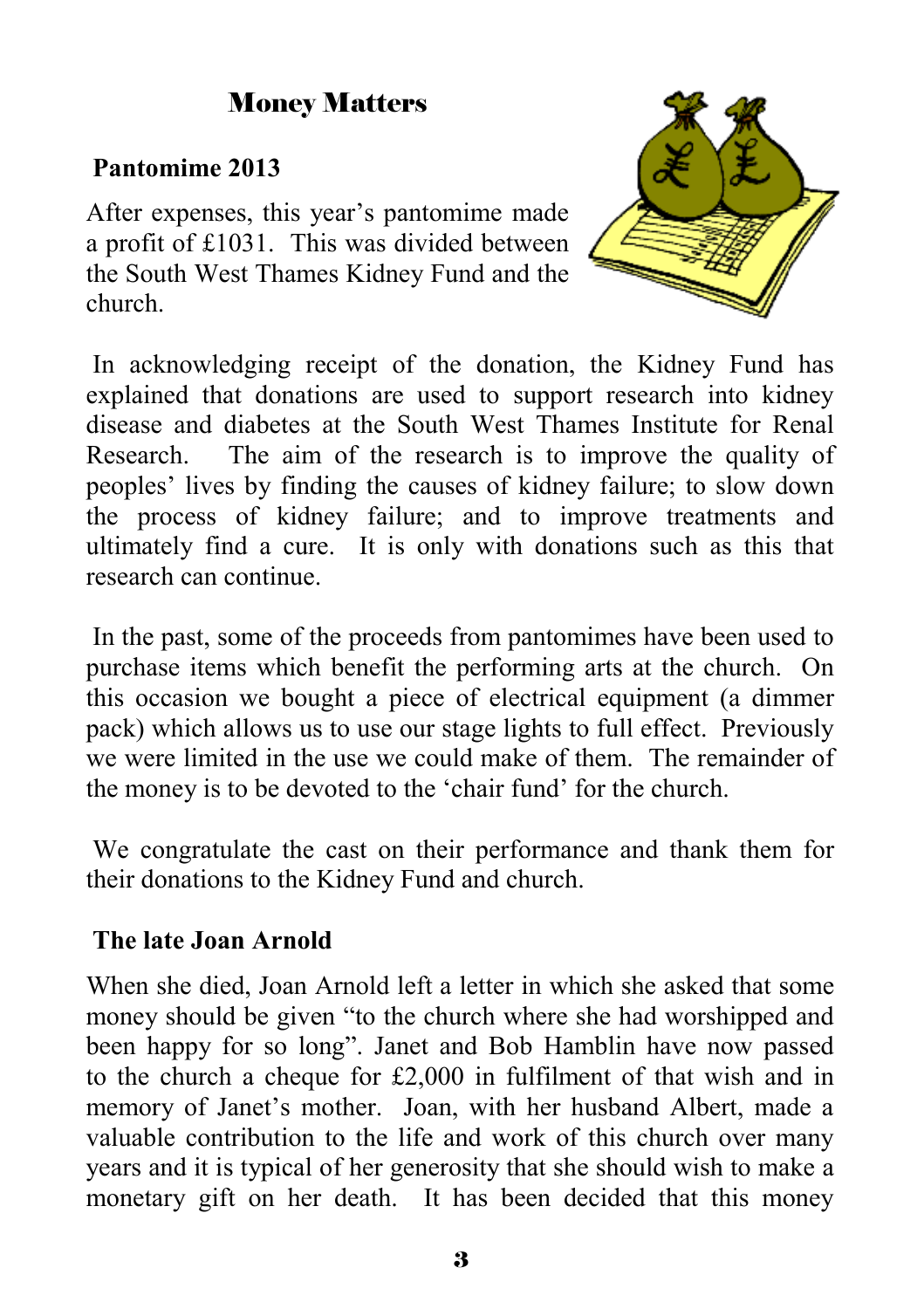# Money Matters

## Pantomime 2013

After expenses, this year's pantomime made a profit of £1031. This was divided between the South West Thames Kidney Fund and the church.

In acknowledging receipt of the donation, the Kidney Fund has explained that donations are used to support research into kidney disease and diabetes at the South West Thames Institute for Renal Research. The aim of the research is to improve the quality of peoples' lives by finding the causes of kidney failure; to slow down the process of kidney failure; and to improve treatments and ultimately find a cure. It is only with donations such as this that research can continue.

In the past, some of the proceeds from pantomimes have been used to purchase items which benefit the performing arts at the church. On this occasion we bought a piece of electrical equipment (a dimmer pack) which allows us to use our stage lights to full effect. Previously we were limited in the use we could make of them. The remainder of the money is to be devoted to the 'chair fund' for the church.

We congratulate the cast on their performance and thank them for their donations to the Kidney Fund and church.

## The late Joan Arnold

When she died, Joan Arnold left a letter in which she asked that some money should be given "to the church where she had worshipped and been happy for so long". Janet and Bob Hamblin have now passed to the church a cheque for £2,000 in fulfilment of that wish and in memory of Janet's mother. Joan, with her husband Albert, made a valuable contribution to the life and work of this church over many years and it is typical of her generosity that she should wish to make a monetary gift on her death. It has been decided that this money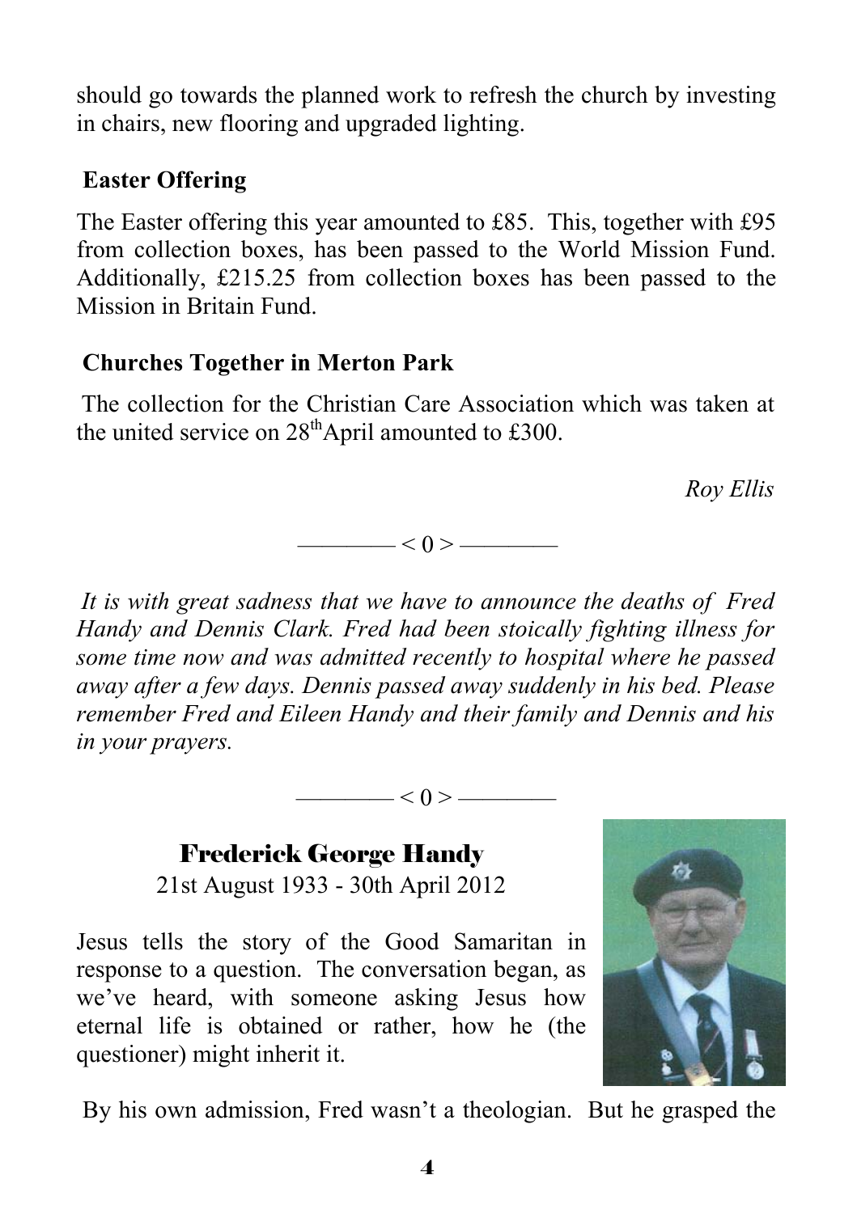should go towards the planned work to refresh the church by investing in chairs, new flooring and upgraded lighting.

**Easter Offering**

The Easter offering this year amounted to £85. This, together with £95 from collection boxes, has been passed to the World Mission Fund. Additionally, £215.25 from collection boxes has been passed to the Mission in Britain Fund.

**Churches Together in Merton Park**

The collection for the Christian Care Association which was taken at the united service on 28th April amounted to £300.

*Roy Ellis*

———— < 0 > ————

*It is with great sadness that we have to announce the deaths of Fred Handy and Dennis Clark. Fred had been stoically fighting illness for some time now and was admitted recently to hospital where he passed away after a few days. Dennis passed away suddenly in his bed. Please remember Fred and Eileen Handy and their family and Dennis and his in your prayers.*

———— < 0 > ————

## Frederick George Handy

21st August 1933 - 30th April 2012

Jesus tells the story of the Good Samaritan in response to a question. The conversation began, as we've heard, with someone asking Jesus how eternal life is obtained or rather, how he (the questioner) might inherit it.

By his own admission, Fred wasn't a theologian. But he grasped the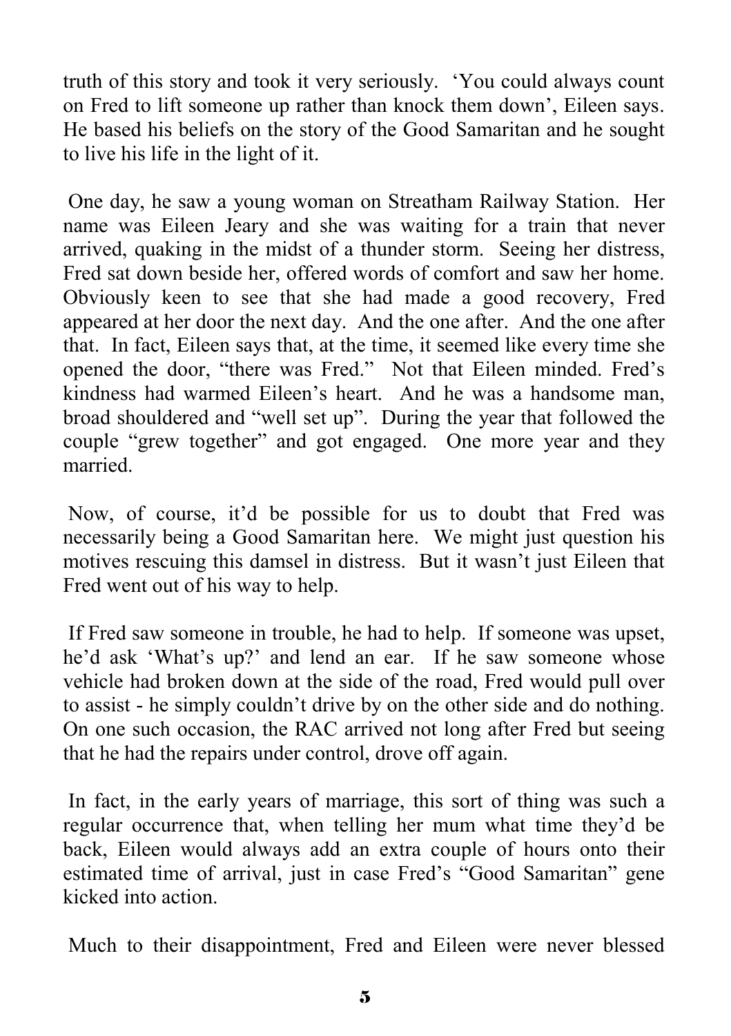truth of this story and took it very seriously. 'You could always count on Fred to lift someone up rather than knock them down', Eileen says. He based his beliefs on the story of the Good Samaritan and he sought to live his life in the light of it.

One day, he saw a young woman on Streatham Railway Station. Her name was Eileen Jeary and she was waiting for a train that never arrived, quaking in the midst of a thunder storm. Seeing her distress, Fred sat down beside her, offered words of comfort and saw her home. Obviously keen to see that she had made a good recovery, Fred appeared at her door the next day. And the one after. And the one after that. In fact, Eileen says that, at the time, it seemed like every time she opened the door, "there was Fred." Not that Eileen minded. Fred's kindness had warmed Eileen's heart. And he was a handsome man, broad shouldered and "well set up". During the year that followed the couple "grew together" and got engaged. One more year and they married.

Now, of course, it'd be possible for us to doubt that Fred was necessarily being a Good Samaritan here. We might just question his motives rescuing this damsel in distress. But it wasn't just Eileen that Fred went out of his way to help.

If Fred saw someone in trouble, he had to help. If someone was upset, he'd ask 'What's up?' and lend an ear. If he saw someone whose vehicle had broken down at the side of the road, Fred would pull over to assist - he simply couldn't drive by on the other side and do nothing. On one such occasion, the RAC arrived not long after Fred but seeing that he had the repairs under control, drove off again.

In fact, in the early years of marriage, this sort of thing was such a regular occurrence that, when telling her mum what time they'd be back, Eileen would always add an extra couple of hours onto their estimated time of arrival, just in case Fred's "Good Samaritan" gene kicked into action.

Much to their disappointment, Fred and Eileen were never blessed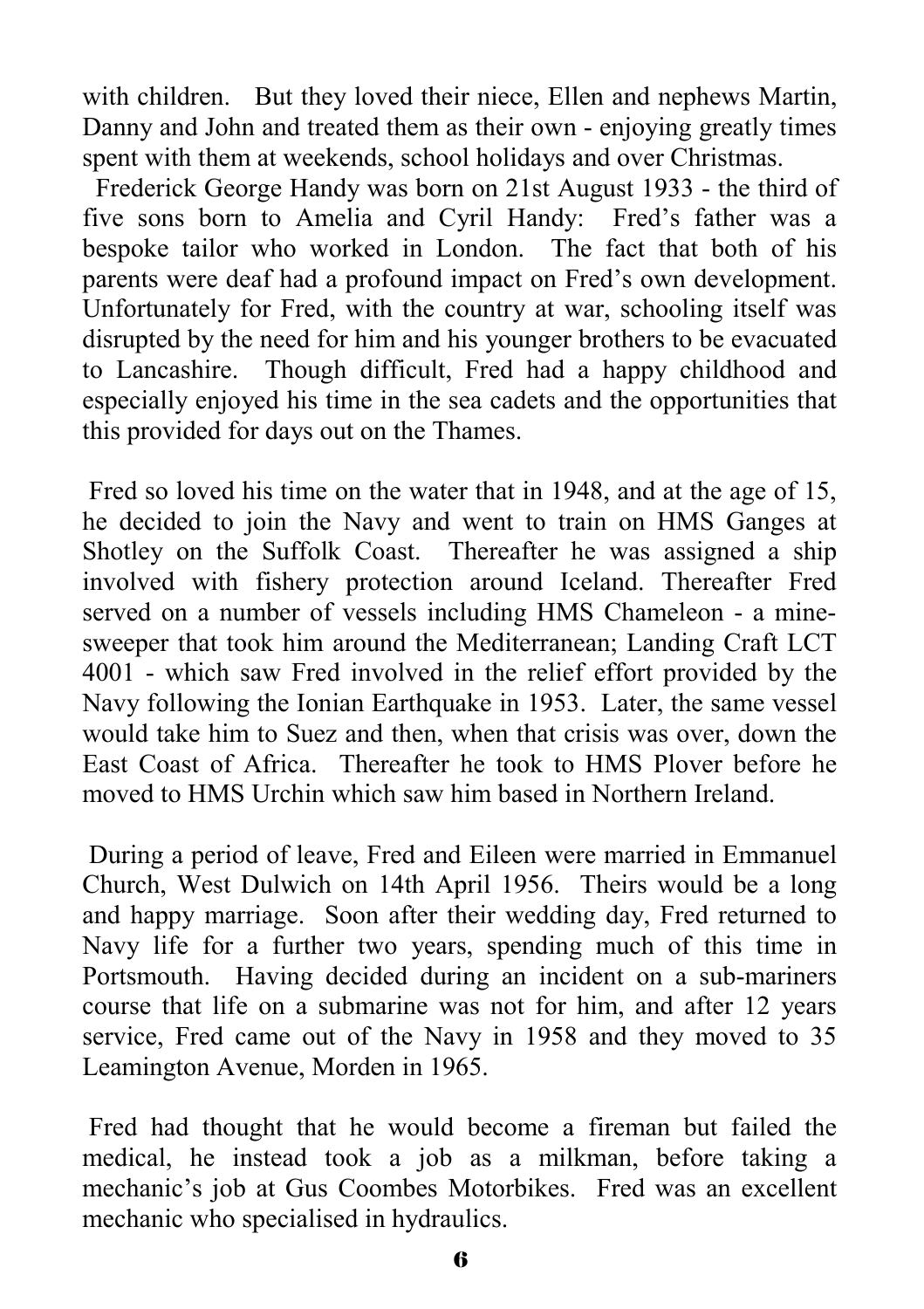with children. But they loved their niece, Ellen and nephews Martin, Danny and John and treated them as their own - enjoying greatly times spent with them at weekends, school holidays and over Christmas.

Frederick George Handy was born on 21st August 1933 - the third of five sons born to Amelia and Cyril Handy: Fred's father was a bespoke tailor who worked in London. The fact that both of his parents were deaf had a profound impact on Fred's own development. Unfortunately for Fred, with the country at war, schooling itself was disrupted by the need for him and his younger brothers to be evacuated to Lancashire. Though difficult, Fred had a happy childhood and especially enjoyed his time in the sea cadets and the opportunities that this provided for days out on the Thames.

Fred so loved his time on the water that in 1948, and at the age of 15, he decided to join the Navy and went to train on HMS Ganges at Shotley on the Suffolk Coast. Thereafter he was assigned a ship involved with fishery protection around Iceland. Thereafter Fred served on a number of vessels including HMS Chameleon - a mine-sweeper that took him around the Mediterranean; Landing Craft LCT 4001 - which saw Fred involved in the relief effort provided by the Navy following the Ionian Earthquake in 1953. Later, the same vessel would take him to Suez and then, when that crisis was over, down the East Coast of Africa. Thereafter he took to HMS Plover before he moved to HMS Urchin which saw him based in Northern Ireland.

During a period of leave, Fred and Eileen were married in Emmanuel Church, West Dulwich on 14th April 1956. Theirs would be a long and happy marriage. Soon after their wedding day, Fred returned to Navy life for a further two years, spending much of this time in Portsmouth. Having decided during an incident on a sub-mariners course that life on a submarine was not for him, and after 12 years service, Fred came out of the Navy in 1958 and they moved to 35 Leamington Avenue, Morden in 1965.

Fred had thought that he would become a fireman but failed the medical, he instead took a job as a milkman, before taking a mechanic's job at Gus Coombes Motorbikes. Fred was an excellent mechanic who specialised in hydraulics.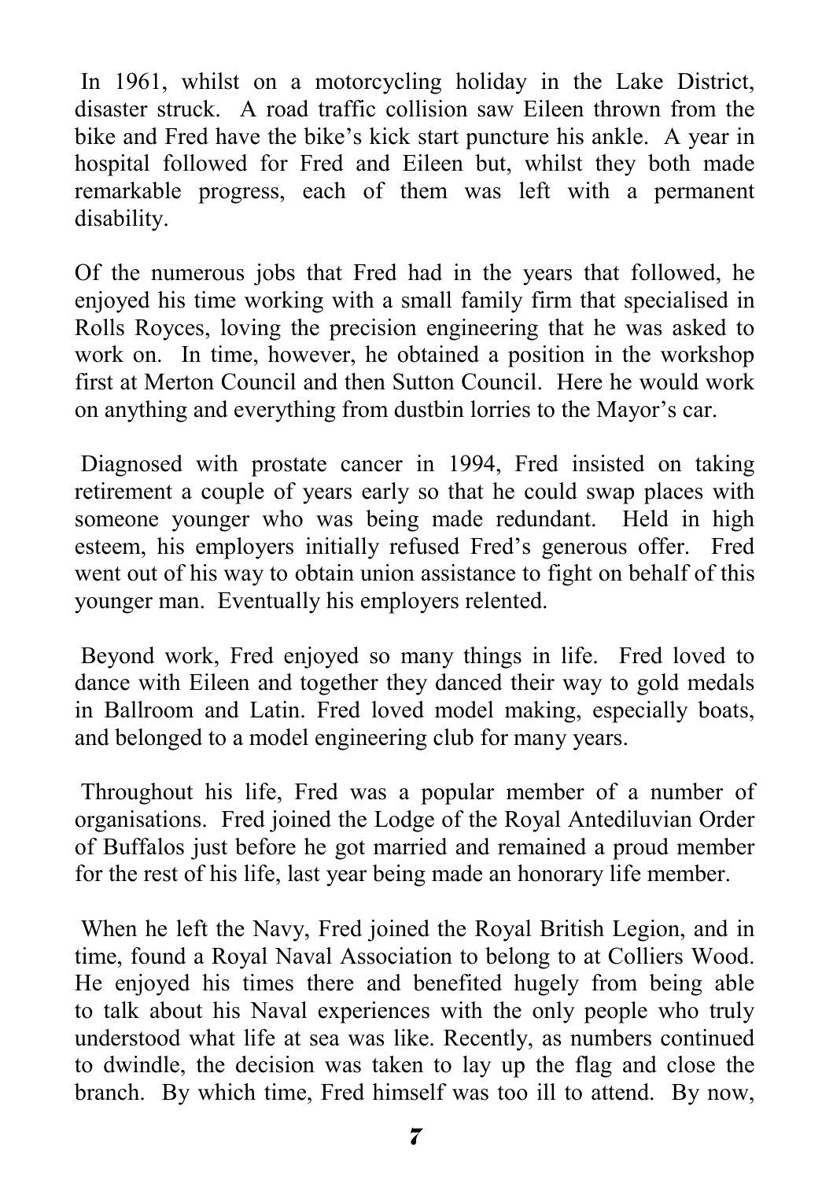In 1961, whilst on a motorcycling holiday in the Lake District, disaster struck. A road traffic collision saw Eileen thrown from the bike and Fred have the bike's kick start puncture his ankle. A year in hospital followed for Fred and Eileen but, whilst they both made remarkable progress, each of them was left with a permanent disability.

Of the numerous jobs that Fred had in the years that followed, he enjoyed his time working with a small family firm that specialised in Rolls Royces, loving the precision engineering that he was asked to work on. In time, however, he obtained a position in the workshop first at Merton Council and then Sutton Council. Here he would work on anything and everything from dustbin lorries to the Mayor's car.

Diagnosed with prostate cancer in 1994, Fred insisted on taking retirement a couple of years early so that he could swap places with someone younger who was being made redundant. Held in high esteem, his employers initially refused Fred's generous offer. Fred went out of his way to obtain union assistance to fight on behalf of this younger man. Eventually his employers relented.

Beyond work, Fred enjoyed so many things in life. Fred loved to dance with Eileen and together they danced their way to gold medals in Ballroom and Latin. Fred loved model making, especially boats, and belonged to a model engineering club for many years.

Throughout his life, Fred was a popular member of a number of organisations. Fred joined the Lodge of the Royal Antediluvian Order of Buffalos just before he got married and remained a proud member for the rest of his life, last year being made an honorary life member.

When he left the Navy, Fred joined the Royal British Legion, and in time, found a Royal Naval Association to belong to at Colliers Wood. He enjoyed his times there and benefited hugely from being able to talk about his Naval experiences with the only people who truly understood what life at sea was like. Recently, as numbers continued to dwindle, the decision was taken to lay up the flag and close the branch. By which time, Fred himself was too ill to attend. By now,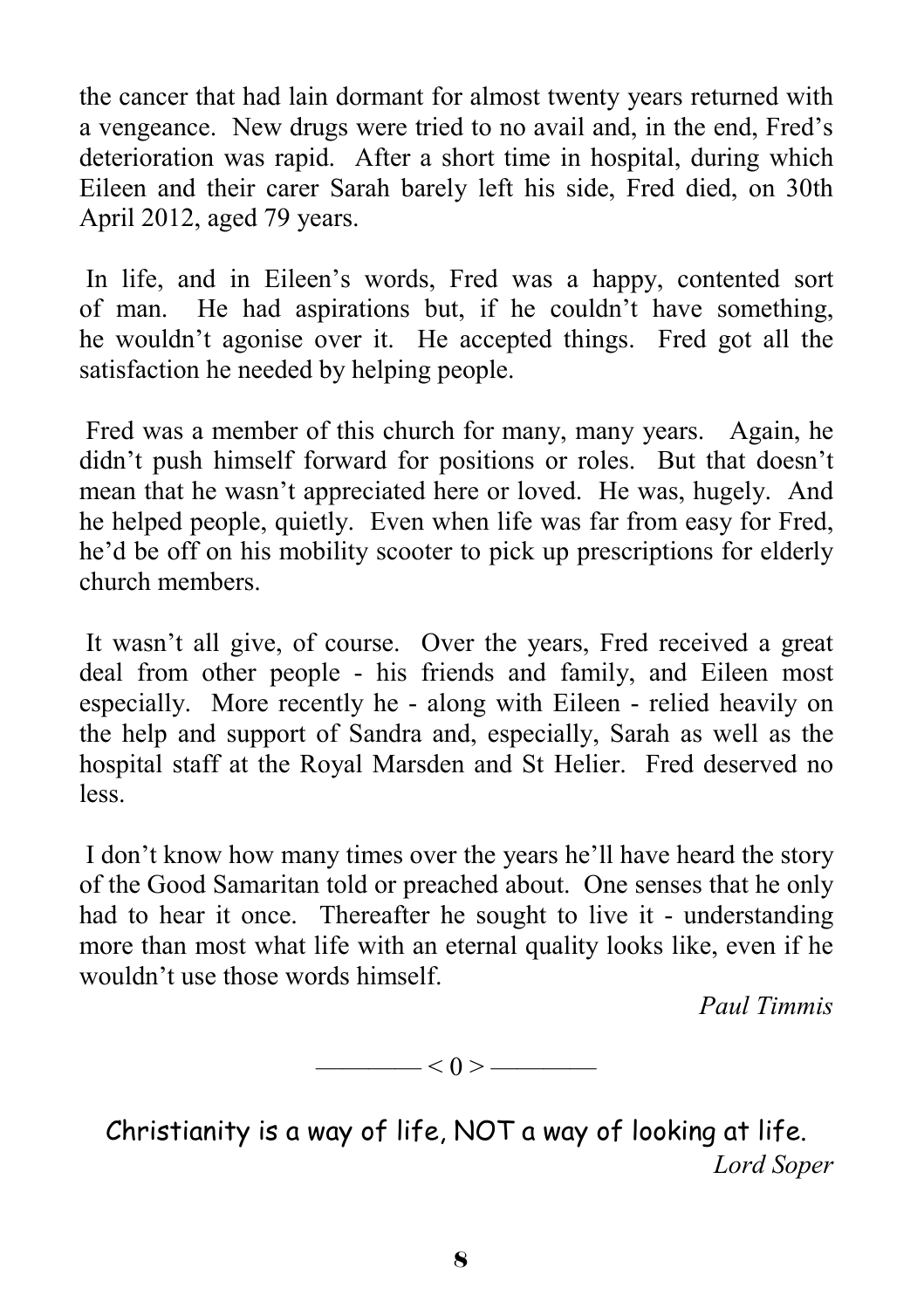the cancer that had lain dormant for almost twenty years returned with a vengeance. New drugs were tried to no avail and, in the end, Fred's deterioration was rapid. After a short time in hospital, during which Eileen and their carer Sarah barely left his side, Fred died, on 30th April 2012, aged 79 years.

In life, and in Eileen's words, Fred was a happy, contented sort of man. He had aspirations but, if he couldn't have something, he wouldn't agonise over it. He accepted things. Fred got all the satisfaction he needed by helping people.

Fred was a member of this church for many, many years. Again, he didn't push himself forward for positions or roles. But that doesn't mean that he wasn't appreciated here or loved. He was, hugely. And he helped people, quietly. Even when life was far from easy for Fred, he'd be off on his mobility scooter to pick up prescriptions for elderly church members.

It wasn't all give, of course. Over the years, Fred received a great deal from other people - his friends and family, and Eileen most especially. More recently he - along with Eileen - relied heavily on the help and support of Sandra and, especially, Sarah as well as the hospital staff at the Royal Marsden and St Helier. Fred deserved no less.

I don't know how many times over the years he'll have heard the story of the Good Samaritan told or preached about. One senses that he only had to hear it once. Thereafter he sought to live it - understanding more than most what life with an eternal quality looks like, even if he wouldn't use those words himself.

*Paul Timmis*

———— < 0 > ————

Christianity is a way of life, NOT a way of looking at life.

*Lord Soper*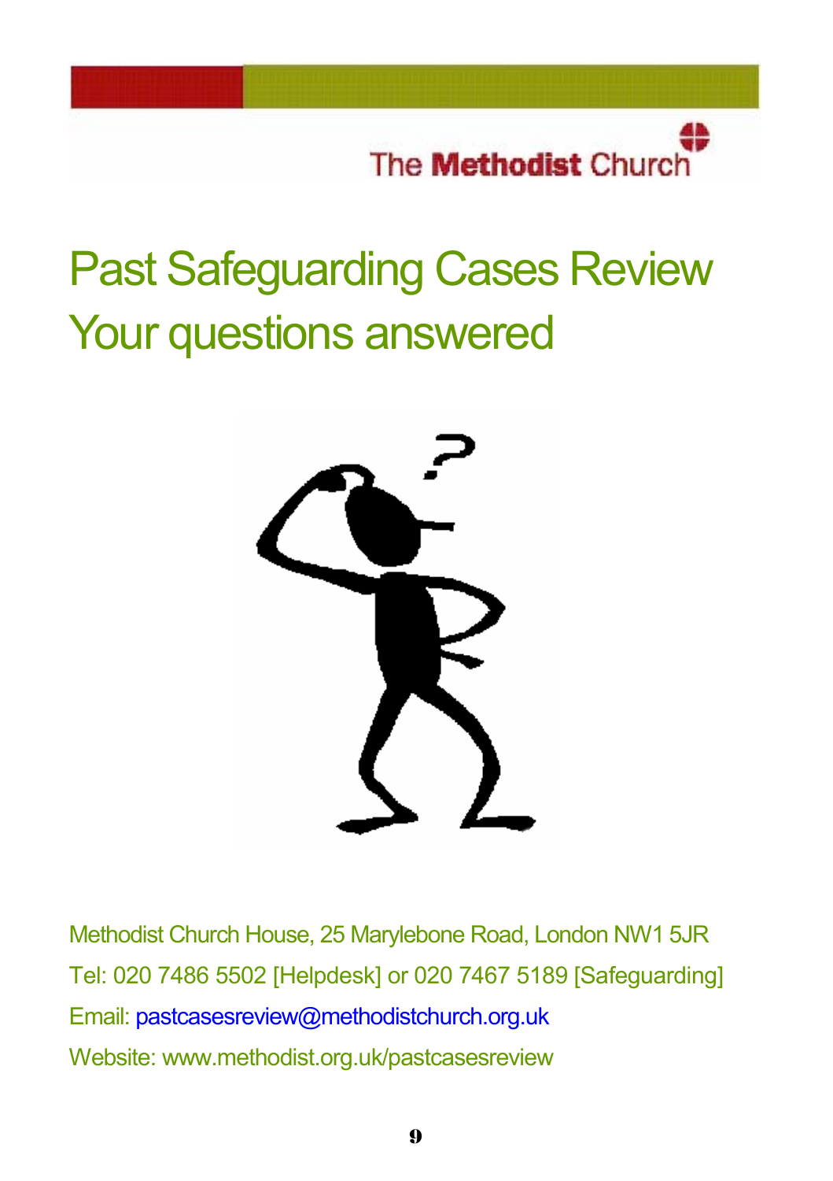The Methodist Church

# Past Safeguarding Cases Review
# Your questions answered

Methodist Church House, 25 Marylebone Road, London NW1 5JR

Tel: 020 7486 5502 [Helpdesk] or 020 7467 5189 [Safeguarding]

Email: pastcasesreview@methodistchurch.org.uk

Website: www.methodist.org.uk/pastcasesreview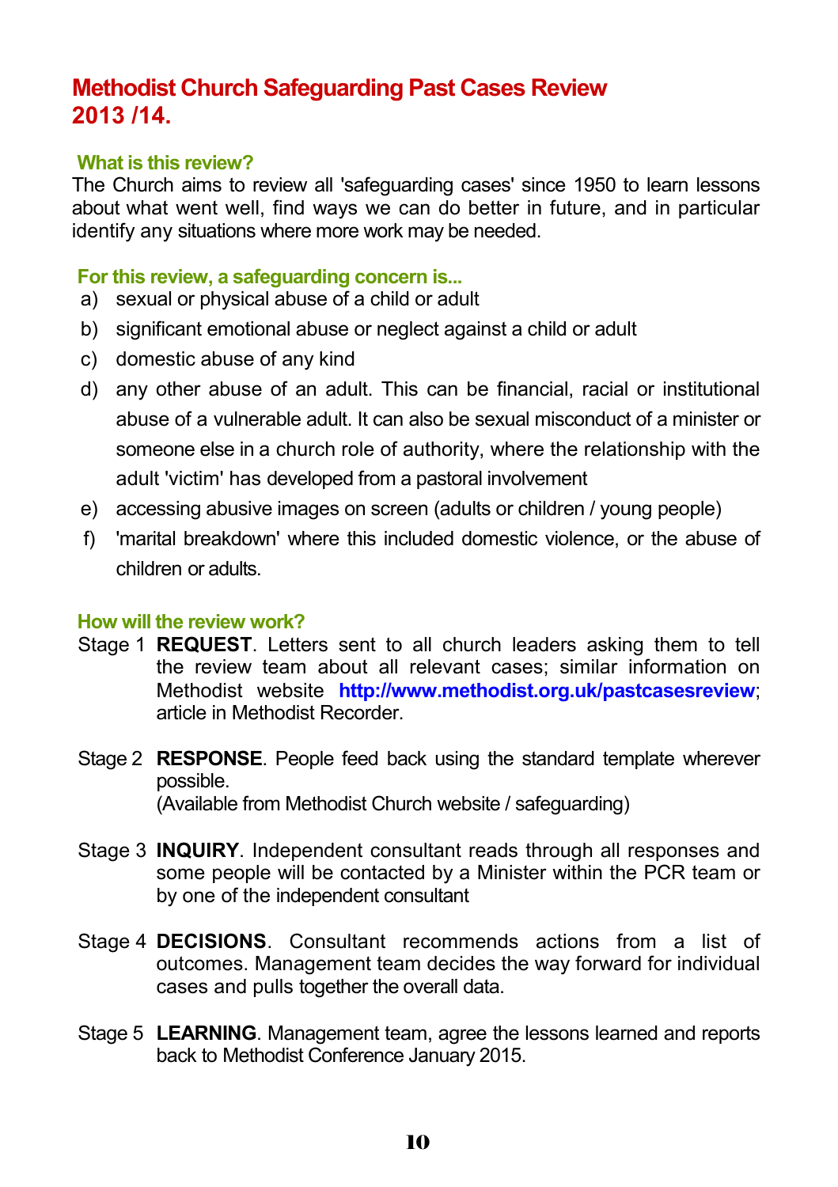# Methodist Church Safeguarding Past Cases Review 2013 /14.

## What is this review?

The Church aims to review all 'safeguarding cases' since 1950 to learn lessons about what went well, find ways we can do better in future, and in particular identify any situations where more work may be needed.

## For this review, a safeguarding concern is...

a) sexual or physical abuse of a child or adult

b) significant emotional abuse or neglect against a child or adult

c) domestic abuse of any kind

d) any other abuse of an adult. This can be financial, racial or institutional abuse of a vulnerable adult. It can also be sexual misconduct of a minister or someone else in a church role of authority, where the relationship with the adult 'victim' has developed from a pastoral involvement

e) accessing abusive images on screen (adults or children / young people)

f) 'marital breakdown' where this included domestic violence, or the abuse of children or adults.

## How will the review work?

Stage 1 **REQUEST**. Letters sent to all church leaders asking them to tell the review team about all relevant cases; similar information on Methodist website **http://www.methodist.org.uk/pastcasesreview**; article in Methodist Recorder.

Stage 2 **RESPONSE**. People feed back using the standard template wherever possible. (Available from Methodist Church website / safeguarding)

Stage 3 **INQUIRY**. Independent consultant reads through all responses and some people will be contacted by a Minister within the PCR team or by one of the independent consultant

Stage 4 **DECISIONS**. Consultant recommends actions from a list of outcomes. Management team decides the way forward for individual cases and pulls together the overall data.

Stage 5 **LEARNING**. Management team, agree the lessons learned and reports back to Methodist Conference January 2015.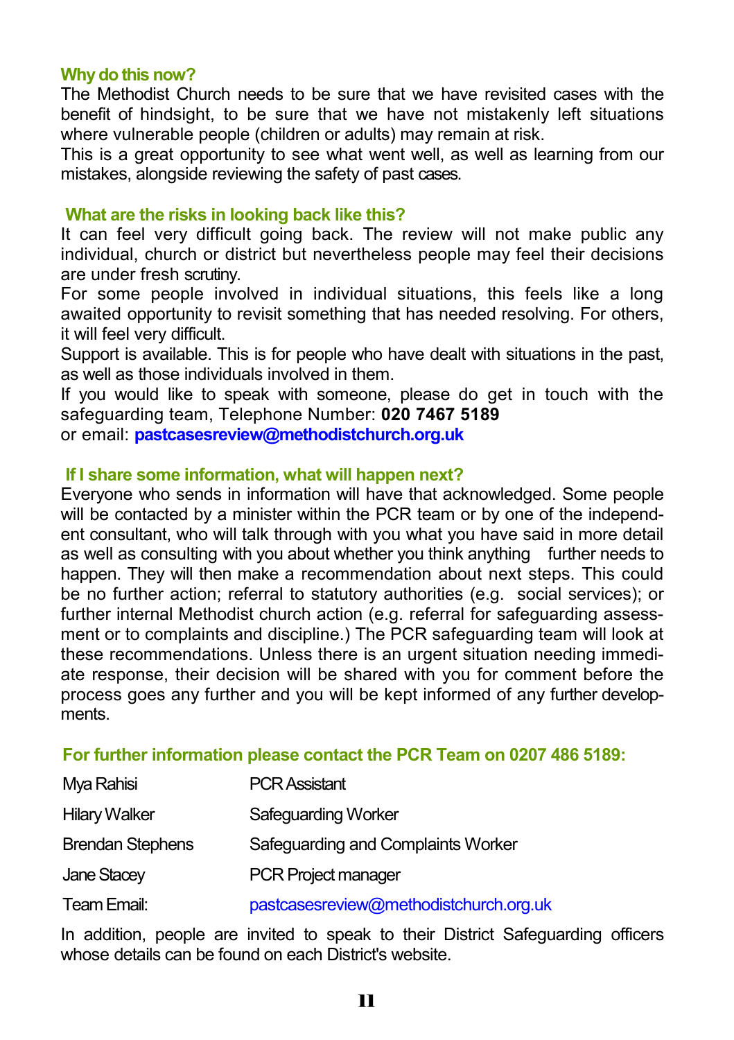### Why do this now?

The Methodist Church needs to be sure that we have revisited cases with the benefit of hindsight, to be sure that we have not mistakenly left situations where vulnerable people (children or adults) may remain at risk.

This is a great opportunity to see what went well, as well as learning from our mistakes, alongside reviewing the safety of past cases.

### What are the risks in looking back like this?

It can feel very difficult going back. The review will not make public any individual, church or district but nevertheless people may feel their decisions are under fresh scrutiny.

For some people involved in individual situations, this feels like a long awaited opportunity to revisit something that has needed resolving. For others, it will feel very difficult.

Support is available. This is for people who have dealt with situations in the past, as well as those individuals involved in them.

If you would like to speak with someone, please do get in touch with the safeguarding team, Telephone Number: **020 7467 5189**

or email: **pastcasesreview@methodistchurch.org.uk**

### If I share some information, what will happen next?

Everyone who sends in information will have that acknowledged. Some people will be contacted by a minister within the PCR team or by one of the independent consultant, who will talk through with you what you have said in more detail as well as consulting with you about whether you think anything further needs to happen. They will then make a recommendation about next steps. This could be no further action; referral to statutory authorities (e.g. social services); or further internal Methodist church action (e.g. referral for safeguarding assessment or to complaints and discipline.) The PCR safeguarding team will look at these recommendations. Unless there is an urgent situation needing immediate response, their decision will be shared with you for comment before the process goes any further and you will be kept informed of any further developments.

### For further information please contact the PCR Team on 0207 486 5189:

| | |
|---|---|
| Mya Rahisi | PCR Assistant |
| Hilary Walker | Safeguarding Worker |
| Brendan Stephens | Safeguarding and Complaints Worker |
| Jane Stacey | PCR Project manager |
| Team Email: | pastcasesreview@methodistchurch.org.uk |

In addition, people are invited to speak to their District Safeguarding officers whose details can be found on each District's website.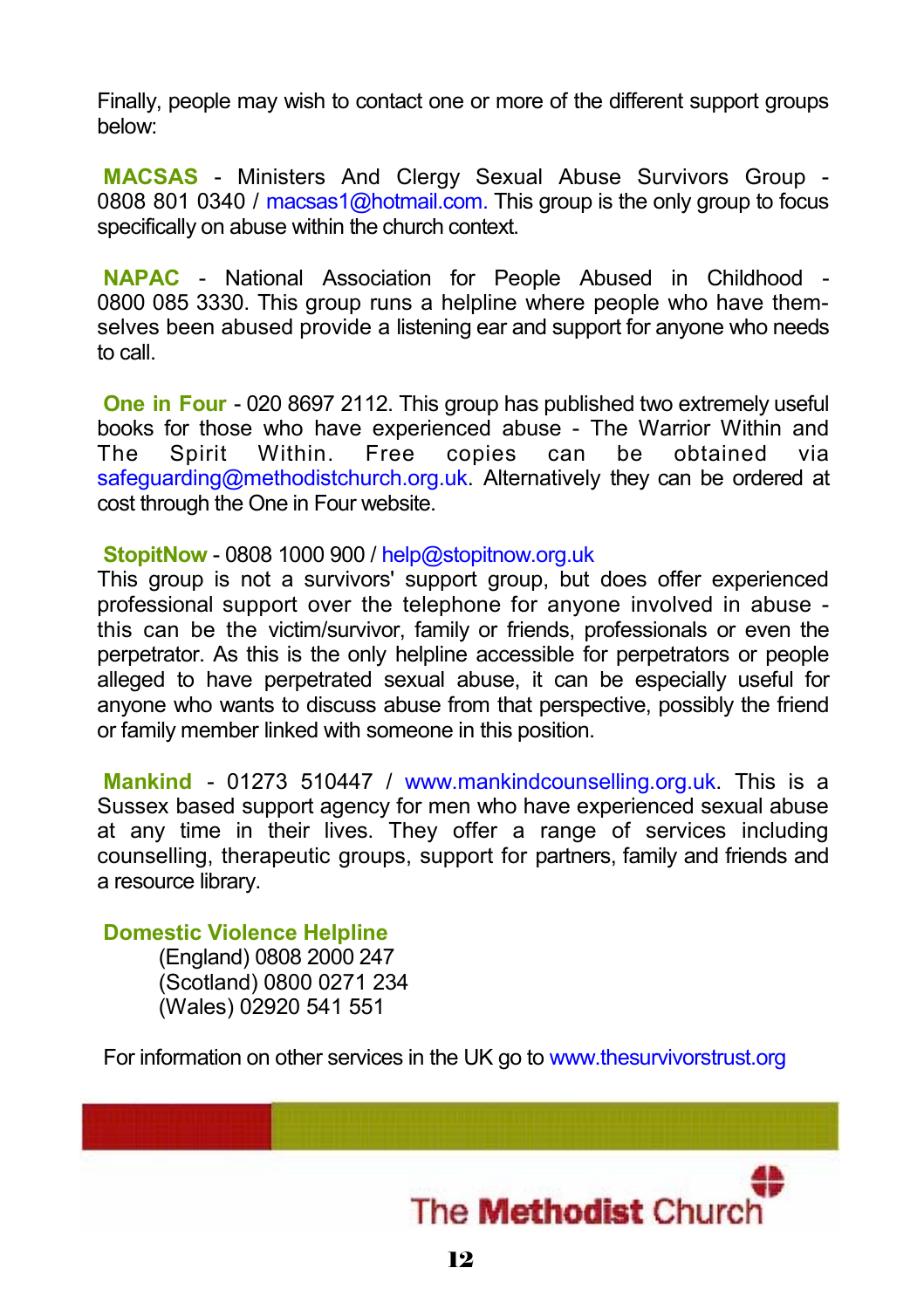Finally, people may wish to contact one or more of the different support groups below:

**MACSAS** - Ministers And Clergy Sexual Abuse Survivors Group - 0808 801 0340 / macsas1@hotmail.com. This group is the only group to focus specifically on abuse within the church context.

**NAPAC** - National Association for People Abused in Childhood - 0800 085 3330. This group runs a helpline where people who have themselves been abused provide a listening ear and support for anyone who needs to call.

**One in Four** - 020 8697 2112. This group has published two extremely useful books for those who have experienced abuse - The Warrior Within and The Spirit Within. Free copies can be obtained via safeguarding@methodistchurch.org.uk. Alternatively they can be ordered at cost through the One in Four website.

**StopitNow** - 0808 1000 900 / help@stopitnow.org.uk
This group is not a survivors' support group, but does offer experienced professional support over the telephone for anyone involved in abuse - this can be the victim/survivor, family or friends, professionals or even the perpetrator. As this is the only helpline accessible for perpetrators or people alleged to have perpetrated sexual abuse, it can be especially useful for anyone who wants to discuss abuse from that perspective, possibly the friend or family member linked with someone in this position.

**Mankind** - 01273 510447 / www.mankindcounselling.org.uk. This is a Sussex based support agency for men who have experienced sexual abuse at any time in their lives. They offer a range of services including counselling, therapeutic groups, support for partners, family and friends and a resource library.

**Domestic Violence Helpline**
(England) 0808 2000 247
(Scotland) 0800 0271 234
(Wales) 02920 541 551

For information on other services in the UK go to www.thesurvivorstrust.org

The Methodist Church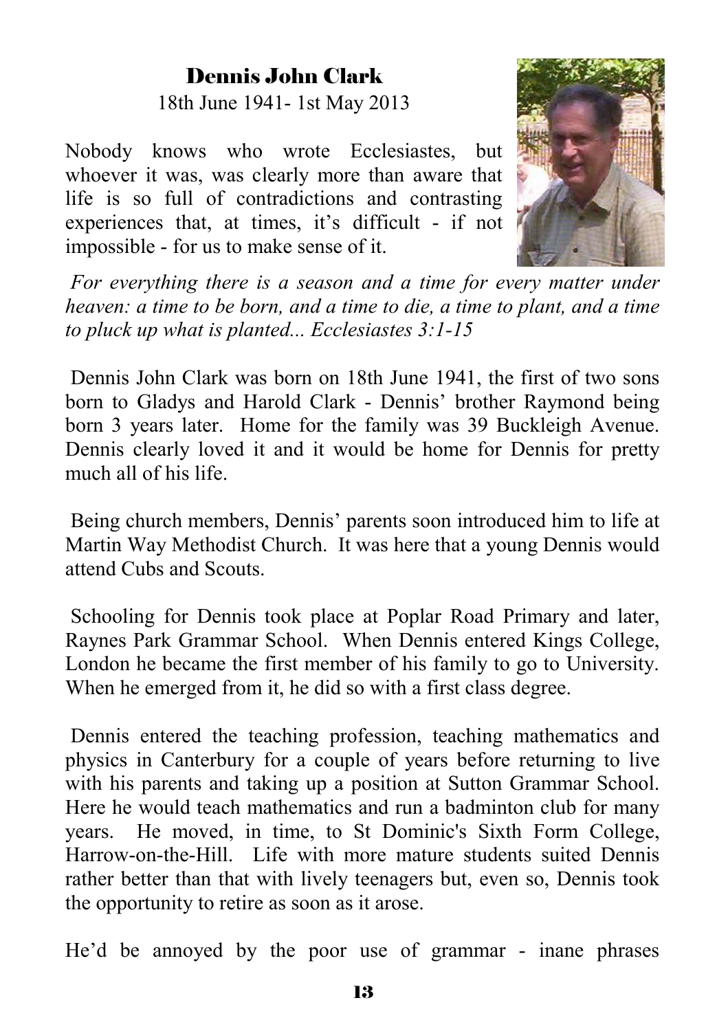## Dennis John Clark

18th June 1941- 1st May 2013

Nobody knows who wrote Ecclesiastes, but whoever it was, was clearly more than aware that life is so full of contradictions and contrasting experiences that, at times, it's difficult - if not impossible - for us to make sense of it.

*For everything there is a season and a time for every matter under heaven: a time to be born, and a time to die, a time to plant, and a time to pluck up what is planted... Ecclesiastes 3:1-15*

Dennis John Clark was born on 18th June 1941, the first of two sons born to Gladys and Harold Clark - Dennis' brother Raymond being born 3 years later. Home for the family was 39 Buckleigh Avenue. Dennis clearly loved it and it would be home for Dennis for pretty much all of his life.

Being church members, Dennis' parents soon introduced him to life at Martin Way Methodist Church. It was here that a young Dennis would attend Cubs and Scouts.

Schooling for Dennis took place at Poplar Road Primary and later, Raynes Park Grammar School. When Dennis entered Kings College, London he became the first member of his family to go to University. When he emerged from it, he did so with a first class degree.

Dennis entered the teaching profession, teaching mathematics and physics in Canterbury for a couple of years before returning to live with his parents and taking up a position at Sutton Grammar School. Here he would teach mathematics and run a badminton club for many years. He moved, in time, to St Dominic's Sixth Form College, Harrow-on-the-Hill. Life with more mature students suited Dennis rather better than that with lively teenagers but, even so, Dennis took the opportunity to retire as soon as it arose.

He'd be annoyed by the poor use of grammar - inane phrases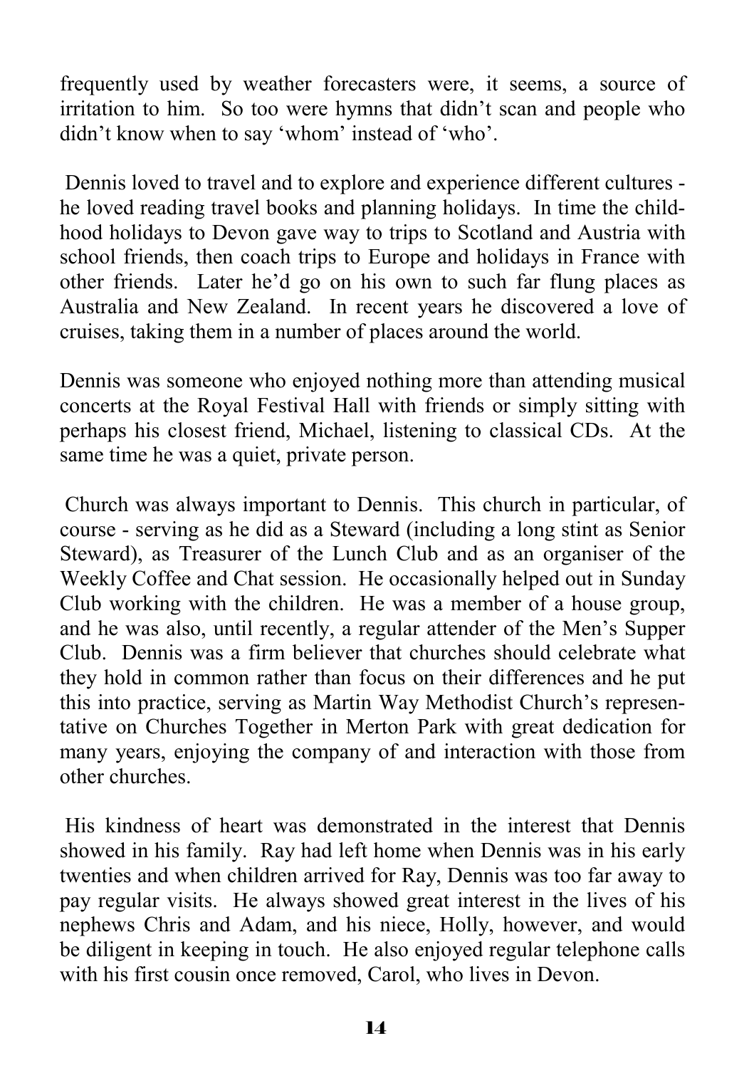frequently used by weather forecasters were, it seems, a source of irritation to him. So too were hymns that didn't scan and people who didn't know when to say 'whom' instead of 'who'.

Dennis loved to travel and to explore and experience different cultures - he loved reading travel books and planning holidays. In time the childhood holidays to Devon gave way to trips to Scotland and Austria with school friends, then coach trips to Europe and holidays in France with other friends. Later he'd go on his own to such far flung places as Australia and New Zealand. In recent years he discovered a love of cruises, taking them in a number of places around the world.

Dennis was someone who enjoyed nothing more than attending musical concerts at the Royal Festival Hall with friends or simply sitting with perhaps his closest friend, Michael, listening to classical CDs. At the same time he was a quiet, private person.

Church was always important to Dennis. This church in particular, of course - serving as he did as a Steward (including a long stint as Senior Steward), as Treasurer of the Lunch Club and as an organiser of the Weekly Coffee and Chat session. He occasionally helped out in Sunday Club working with the children. He was a member of a house group, and he was also, until recently, a regular attender of the Men's Supper Club. Dennis was a firm believer that churches should celebrate what they hold in common rather than focus on their differences and he put this into practice, serving as Martin Way Methodist Church's representative on Churches Together in Merton Park with great dedication for many years, enjoying the company of and interaction with those from other churches.

His kindness of heart was demonstrated in the interest that Dennis showed in his family. Ray had left home when Dennis was in his early twenties and when children arrived for Ray, Dennis was too far away to pay regular visits. He always showed great interest in the lives of his nephews Chris and Adam, and his niece, Holly, however, and would be diligent in keeping in touch. He also enjoyed regular telephone calls with his first cousin once removed, Carol, who lives in Devon.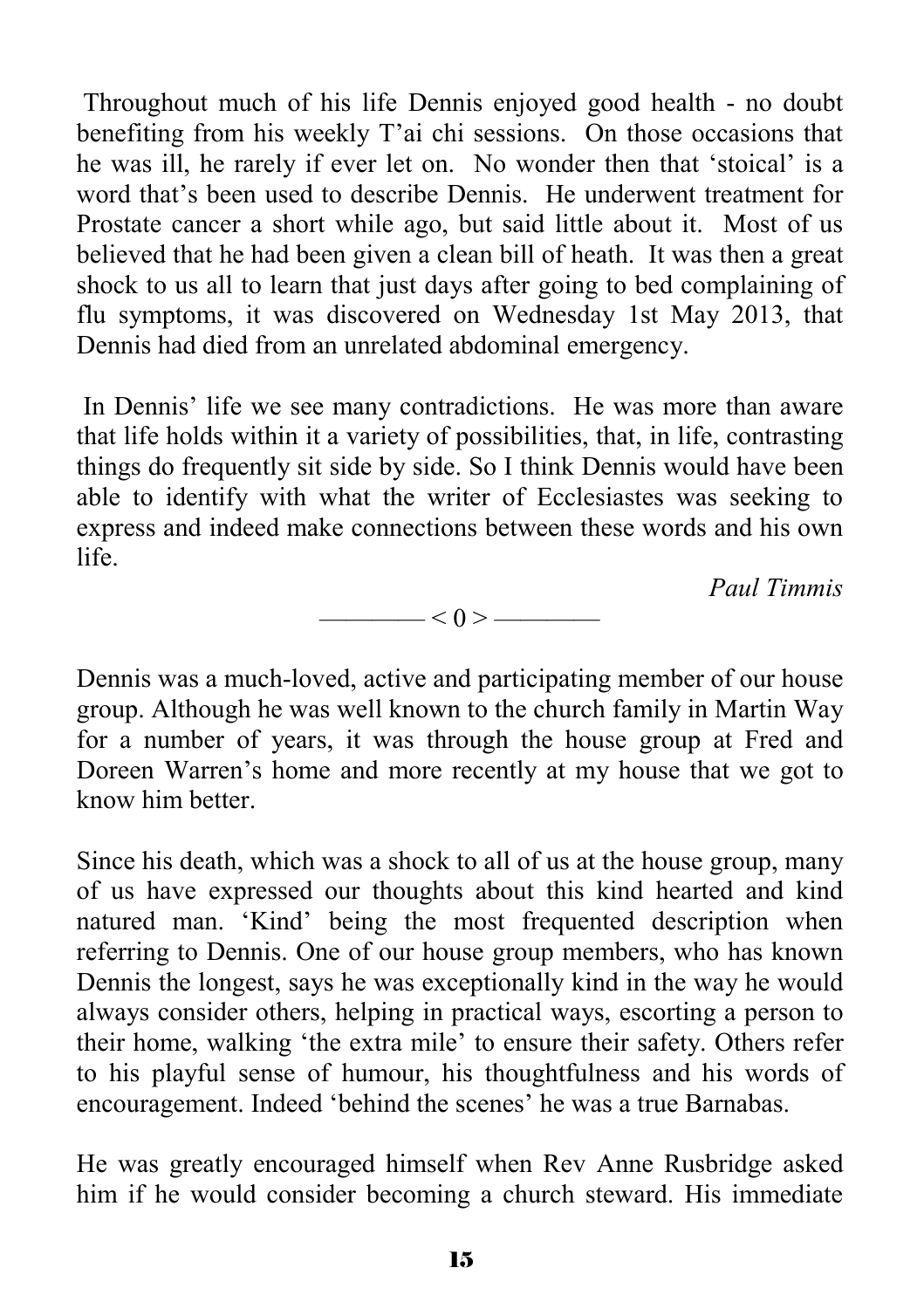Throughout much of his life Dennis enjoyed good health - no doubt benefiting from his weekly T'ai chi sessions. On those occasions that he was ill, he rarely if ever let on. No wonder then that 'stoical' is a word that's been used to describe Dennis. He underwent treatment for Prostate cancer a short while ago, but said little about it. Most of us believed that he had been given a clean bill of heath. It was then a great shock to us all to learn that just days after going to bed complaining of flu symptoms, it was discovered on Wednesday 1st May 2013, that Dennis had died from an unrelated abdominal emergency.

In Dennis' life we see many contradictions. He was more than aware that life holds within it a variety of possibilities, that, in life, contrasting things do frequently sit side by side. So I think Dennis would have been able to identify with what the writer of Ecclesiastes was seeking to express and indeed make connections between these words and his own life.

*Paul Timmis*

———— < 0 > ————

Dennis was a much-loved, active and participating member of our house group. Although he was well known to the church family in Martin Way for a number of years, it was through the house group at Fred and Doreen Warren's home and more recently at my house that we got to know him better.

Since his death, which was a shock to all of us at the house group, many of us have expressed our thoughts about this kind hearted and kind natured man. 'Kind' being the most frequented description when referring to Dennis. One of our house group members, who has known Dennis the longest, says he was exceptionally kind in the way he would always consider others, helping in practical ways, escorting a person to their home, walking 'the extra mile' to ensure their safety. Others refer to his playful sense of humour, his thoughtfulness and his words of encouragement. Indeed 'behind the scenes' he was a true Barnabas.

He was greatly encouraged himself when Rev Anne Rusbridge asked him if he would consider becoming a church steward. His immediate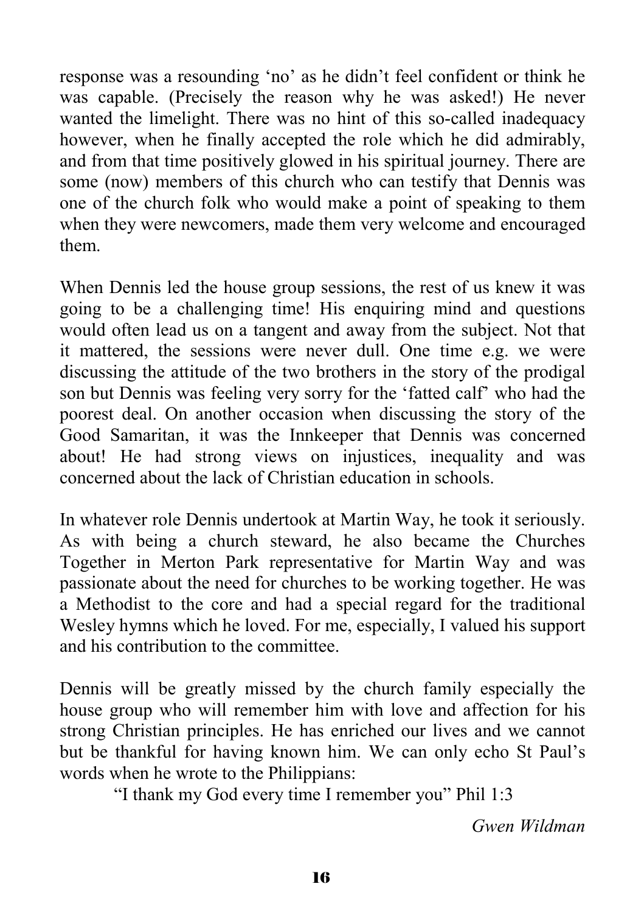response was a resounding 'no' as he didn't feel confident or think he was capable. (Precisely the reason why he was asked!) He never wanted the limelight. There was no hint of this so-called inadequacy however, when he finally accepted the role which he did admirably, and from that time positively glowed in his spiritual journey. There are some (now) members of this church who can testify that Dennis was one of the church folk who would make a point of speaking to them when they were newcomers, made them very welcome and encouraged them.

When Dennis led the house group sessions, the rest of us knew it was going to be a challenging time! His enquiring mind and questions would often lead us on a tangent and away from the subject. Not that it mattered, the sessions were never dull. One time e.g. we were discussing the attitude of the two brothers in the story of the prodigal son but Dennis was feeling very sorry for the 'fatted calf' who had the poorest deal. On another occasion when discussing the story of the Good Samaritan, it was the Innkeeper that Dennis was concerned about! He had strong views on injustices, inequality and was concerned about the lack of Christian education in schools.

In whatever role Dennis undertook at Martin Way, he took it seriously. As with being a church steward, he also became the Churches Together in Merton Park representative for Martin Way and was passionate about the need for churches to be working together. He was a Methodist to the core and had a special regard for the traditional Wesley hymns which he loved. For me, especially, I valued his support and his contribution to the committee.

Dennis will be greatly missed by the church family especially the house group who will remember him with love and affection for his strong Christian principles. He has enriched our lives and we cannot but be thankful for having known him. We can only echo St Paul's words when he wrote to the Philippians:

"I thank my God every time I remember you" Phil 1:3

*Gwen Wildman*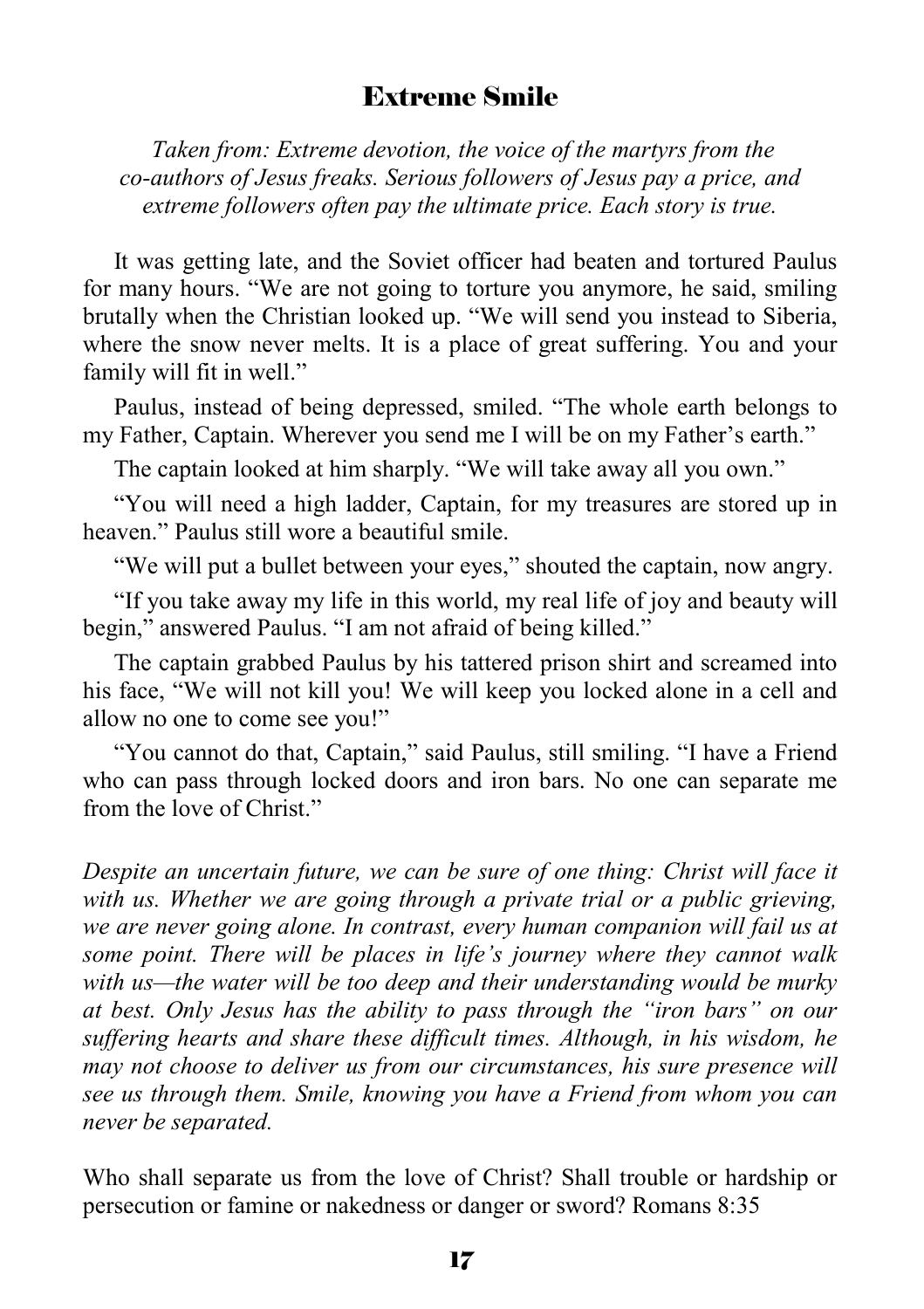## Extreme Smile

*Taken from: Extreme devotion, the voice of the martyrs from the co-authors of Jesus freaks. Serious followers of Jesus pay a price, and extreme followers often pay the ultimate price. Each story is true.*

It was getting late, and the Soviet officer had beaten and tortured Paulus for many hours. "We are not going to torture you anymore, he said, smiling brutally when the Christian looked up. "We will send you instead to Siberia, where the snow never melts. It is a place of great suffering. You and your family will fit in well."

Paulus, instead of being depressed, smiled. "The whole earth belongs to my Father, Captain. Wherever you send me I will be on my Father's earth."

The captain looked at him sharply. "We will take away all you own."

"You will need a high ladder, Captain, for my treasures are stored up in heaven." Paulus still wore a beautiful smile.

"We will put a bullet between your eyes," shouted the captain, now angry.

"If you take away my life in this world, my real life of joy and beauty will begin," answered Paulus. "I am not afraid of being killed."

The captain grabbed Paulus by his tattered prison shirt and screamed into his face, "We will not kill you! We will keep you locked alone in a cell and allow no one to come see you!"

"You cannot do that, Captain," said Paulus, still smiling. "I have a Friend who can pass through locked doors and iron bars. No one can separate me from the love of Christ."

*Despite an uncertain future, we can be sure of one thing: Christ will face it with us. Whether we are going through a private trial or a public grieving, we are never going alone. In contrast, every human companion will fail us at some point. There will be places in life's journey where they cannot walk with us—the water will be too deep and their understanding would be murky at best. Only Jesus has the ability to pass through the "iron bars" on our suffering hearts and share these difficult times. Although, in his wisdom, he may not choose to deliver us from our circumstances, his sure presence will see us through them. Smile, knowing you have a Friend from whom you can never be separated.*

Who shall separate us from the love of Christ? Shall trouble or hardship or persecution or famine or nakedness or danger or sword? Romans 8:35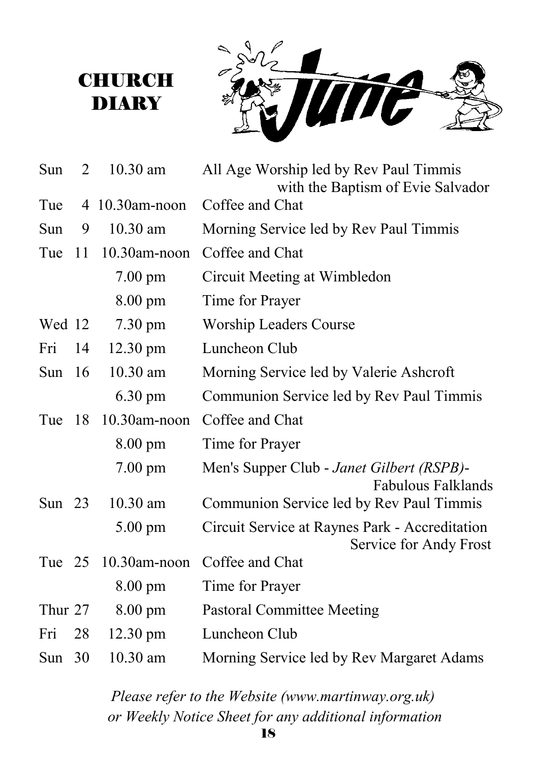# CHURCH DIARY

# June

| Day | Date | Time | Event |
|---|---|---|---|
| Sun | 2 | 10.30 am | All Age Worship led by Rev Paul Timmis with the Baptism of Evie Salvador |
| Tue | 4 | 10.30am-noon | Coffee and Chat |
| Sun | 9 | 10.30 am | Morning Service led by Rev Paul Timmis |
| Tue | 11 | 10.30am-noon | Coffee and Chat |
| | | 7.00 pm | Circuit Meeting at Wimbledon |
| | | 8.00 pm | Time for Prayer |
| Wed | 12 | 7.30 pm | Worship Leaders Course |
| Fri | 14 | 12.30 pm | Luncheon Club |
| Sun | 16 | 10.30 am | Morning Service led by Valerie Ashcroft |
| | | 6.30 pm | Communion Service led by Rev Paul Timmis |
| Tue | 18 | 10.30am-noon | Coffee and Chat |
| | | 8.00 pm | Time for Prayer |
| | | 7.00 pm | Men's Supper Club - *Janet Gilbert (RSPB)*- Fabulous Falklands |
| Sun | 23 | 10.30 am | Communion Service led by Rev Paul Timmis |
| | | 5.00 pm | Circuit Service at Raynes Park - Accreditation Service for Andy Frost |
| Tue | 25 | 10.30am-noon | Coffee and Chat |
| | | 8.00 pm | Time for Prayer |
| Thur | 27 | 8.00 pm | Pastoral Committee Meeting |
| Fri | 28 | 12.30 pm | Luncheon Club |
| Sun | 30 | 10.30 am | Morning Service led by Rev Margaret Adams |

*Please refer to the Website (www.martinway.org.uk) or Weekly Notice Sheet for any additional information*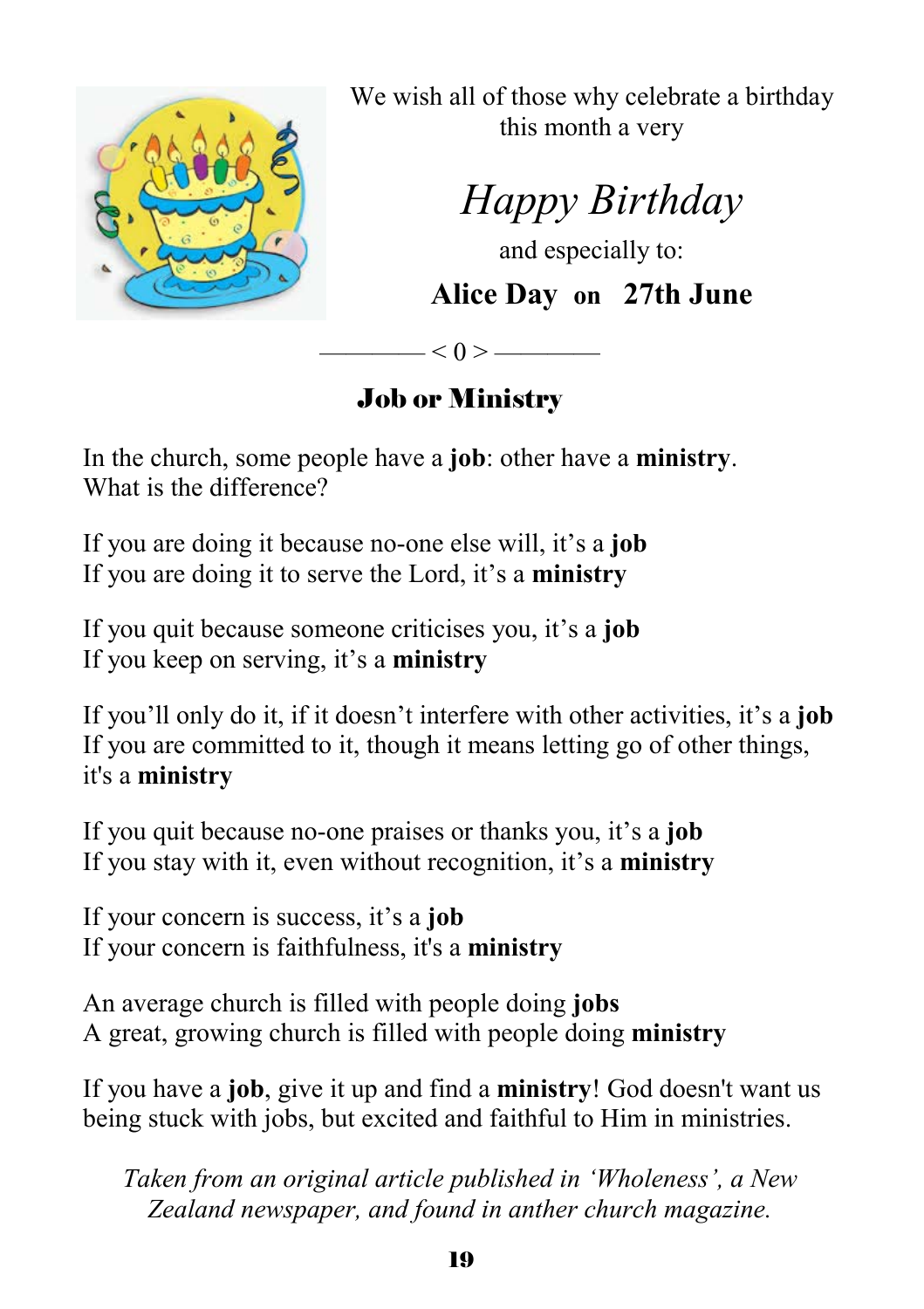We wish all of those why celebrate a birthday this month a very

*Happy Birthday*

and especially to:

**Alice Day on 27th June**

———— < 0 > ————

## Job or Ministry

In the church, some people have a **job**: other have a **ministry**. What is the difference?

If you are doing it because no-one else will, it's a **job**
If you are doing it to serve the Lord, it's a **ministry**

If you quit because someone criticises you, it's a **job**
If you keep on serving, it's a **ministry**

If you'll only do it, if it doesn't interfere with other activities, it's a **job**
If you are committed to it, though it means letting go of other things, it's a **ministry**

If you quit because no-one praises or thanks you, it's a **job**
If you stay with it, even without recognition, it's a **ministry**

If your concern is success, it's a **job**
If your concern is faithfulness, it's a **ministry**

An average church is filled with people doing **jobs**
A great, growing church is filled with people doing **ministry**

If you have a **job**, give it up and find a **ministry**! God doesn't want us being stuck with jobs, but excited and faithful to Him in ministries.

*Taken from an original article published in 'Wholeness', a New Zealand newspaper, and found in anther church magazine.*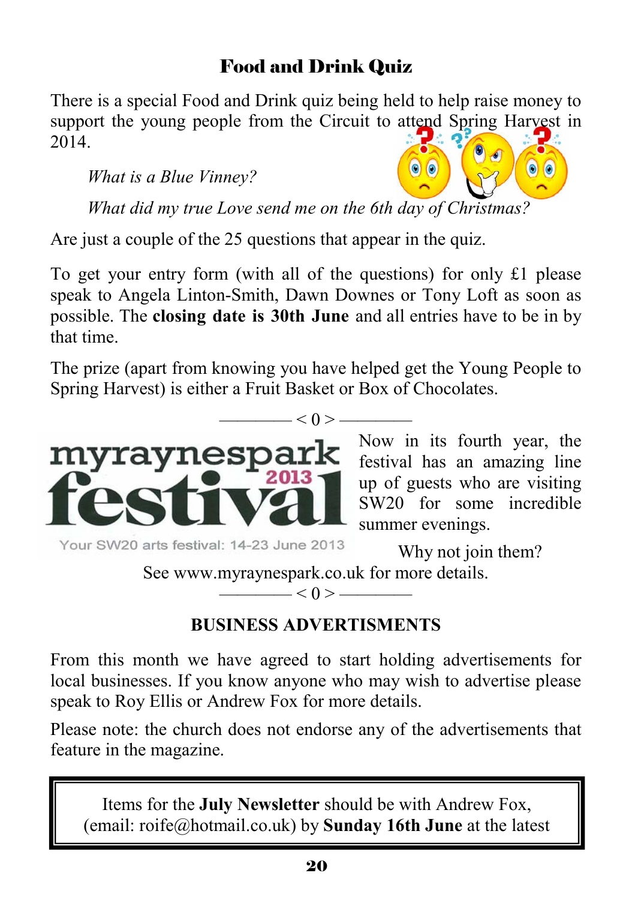## Food and Drink Quiz

There is a special Food and Drink quiz being held to help raise money to support the young people from the Circuit to attend Spring Harvest in 2014.

*What is a Blue Vinney?*

*What did my true Love send me on the 6th day of Christmas?*

Are just a couple of the 25 questions that appear in the quiz.

To get your entry form (with all of the questions) for only £1 please speak to Angela Linton-Smith, Dawn Downes or Tony Loft as soon as possible. The **closing date is 30th June** and all entries have to be in by that time.

The prize (apart from knowing you have helped get the Young People to Spring Harvest) is either a Fruit Basket or Box of Chocolates.

———— < 0 > ————

myraynespark festival 2013

Your SW20 arts festival: 14-23 June 2013

Now in its fourth year, the festival has an amazing line up of guests who are visiting SW20 for some incredible summer evenings.

Why not join them?

See www.myraynespark.co.uk for more details.

———— < 0 > ————

**BUSINESS ADVERTISMENTS**

From this month we have agreed to start holding advertisements for local businesses. If you know anyone who may wish to advertise please speak to Roy Ellis or Andrew Fox for more details.

Please note: the church does not endorse any of the advertisements that feature in the magazine.

Items for the **July Newsletter** should be with Andrew Fox, (email: roife@hotmail.co.uk) by **Sunday 16th June** at the latest